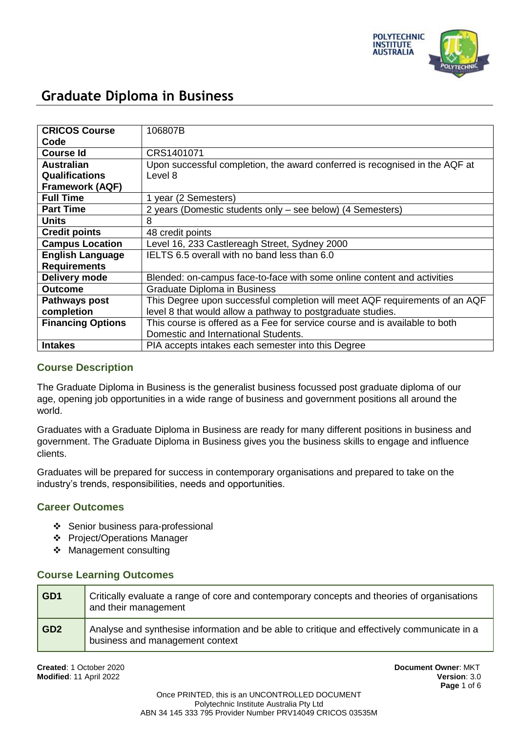# Graduate Diploma in Business

| | |
|---|---|
| **CRICOS Course Code** | 106807B |
| **Course Id** | CRS1401071 |
| **Australian Qualifications Framework (AQF)** | Upon successful completion, the award conferred is recognised in the AQF at Level 8 |
| **Full Time** | 1 year (2 Semesters) |
| **Part Time** | 2 years (Domestic students only – see below) (4 Semesters) |
| **Units** | 8 |
| **Credit points** | 48 credit points |
| **Campus Location** | Level 16, 233 Castlereagh Street, Sydney 2000 |
| **English Language Requirements** | IELTS 6.5 overall with no band less than 6.0 |
| **Delivery mode** | Blended: on-campus face-to-face with some online content and activities |
| **Outcome** | Graduate Diploma in Business |
| **Pathways post completion** | This Degree upon successful completion will meet AQF requirements of an AQF level 8 that would allow a pathway to postgraduate studies. |
| **Financing Options** | This course is offered as a Fee for service course and is available to both Domestic and International Students. |
| **Intakes** | PIA accepts intakes each semester into this Degree |

## Course Description

The Graduate Diploma in Business is the generalist business focussed post graduate diploma of our age, opening job opportunities in a wide range of business and government positions all around the world.

Graduates with a Graduate Diploma in Business are ready for many different positions in business and government. The Graduate Diploma in Business gives you the business skills to engage and influence clients.

Graduates will be prepared for success in contemporary organisations and prepared to take on the industry's trends, responsibilities, needs and opportunities.

## Career Outcomes

- Senior business para-professional
- Project/Operations Manager
- Management consulting

## Course Learning Outcomes

| | |
|---|---|
| **GD1** | Critically evaluate a range of core and contemporary concepts and theories of organisations and their management |
| **GD2** | Analyse and synthesise information and be able to critique and effectively communicate in a business and management context |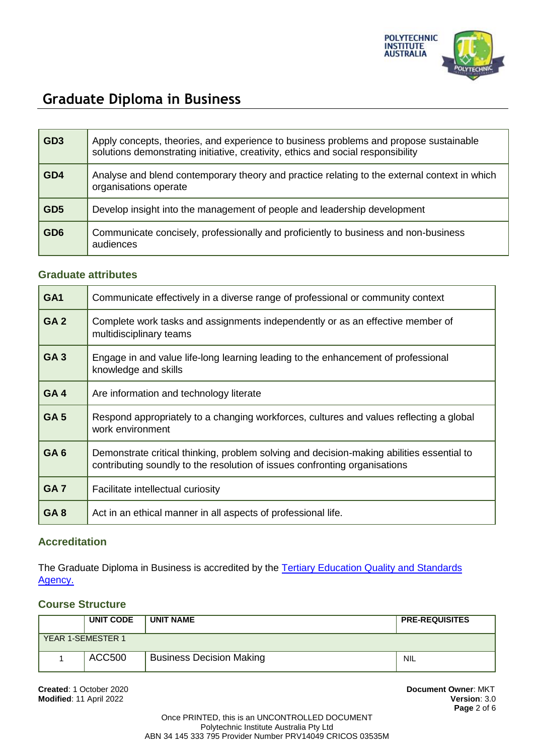# Graduate Diploma in Business

| | |
|---|---|
| **GD3** | Apply concepts, theories, and experience to business problems and propose sustainable solutions demonstrating initiative, creativity, ethics and social responsibility |
| **GD4** | Analyse and blend contemporary theory and practice relating to the external context in which organisations operate |
| **GD5** | Develop insight into the management of people and leadership development |
| **GD6** | Communicate concisely, professionally and proficiently to business and non-business audiences |

### Graduate attributes

| | |
|---|---|
| **GA1** | Communicate effectively in a diverse range of professional or community context |
| **GA 2** | Complete work tasks and assignments independently or as an effective member of multidisciplinary teams |
| **GA 3** | Engage in and value life-long learning leading to the enhancement of professional knowledge and skills |
| **GA 4** | Are information and technology literate |
| **GA 5** | Respond appropriately to a changing workforces, cultures and values reflecting a global work environment |
| **GA 6** | Demonstrate critical thinking, problem solving and decision-making abilities essential to contributing soundly to the resolution of issues confronting organisations |
| **GA 7** | Facilitate intellectual curiosity |
| **GA 8** | Act in an ethical manner in all aspects of professional life. |

### Accreditation

The Graduate Diploma in Business is accredited by the Tertiary Education Quality and Standards Agency.

### Course Structure

| | UNIT CODE | UNIT NAME | PRE-REQUISITES |
|---|---|---|---|
| YEAR 1-SEMESTER 1 | | | |
| 1 | ACC500 | Business Decision Making | NIL |

**Created**: 1 October 2020
**Modified**: 11 April 2022

**Document Owner**: MKT
**Version**: 3.0

Once PRINTED, this is an UNCONTROLLED DOCUMENT
Polytechnic Institute Australia Pty Ltd
ABN 34 145 333 795 Provider Number PRV14049 CRICOS 03535M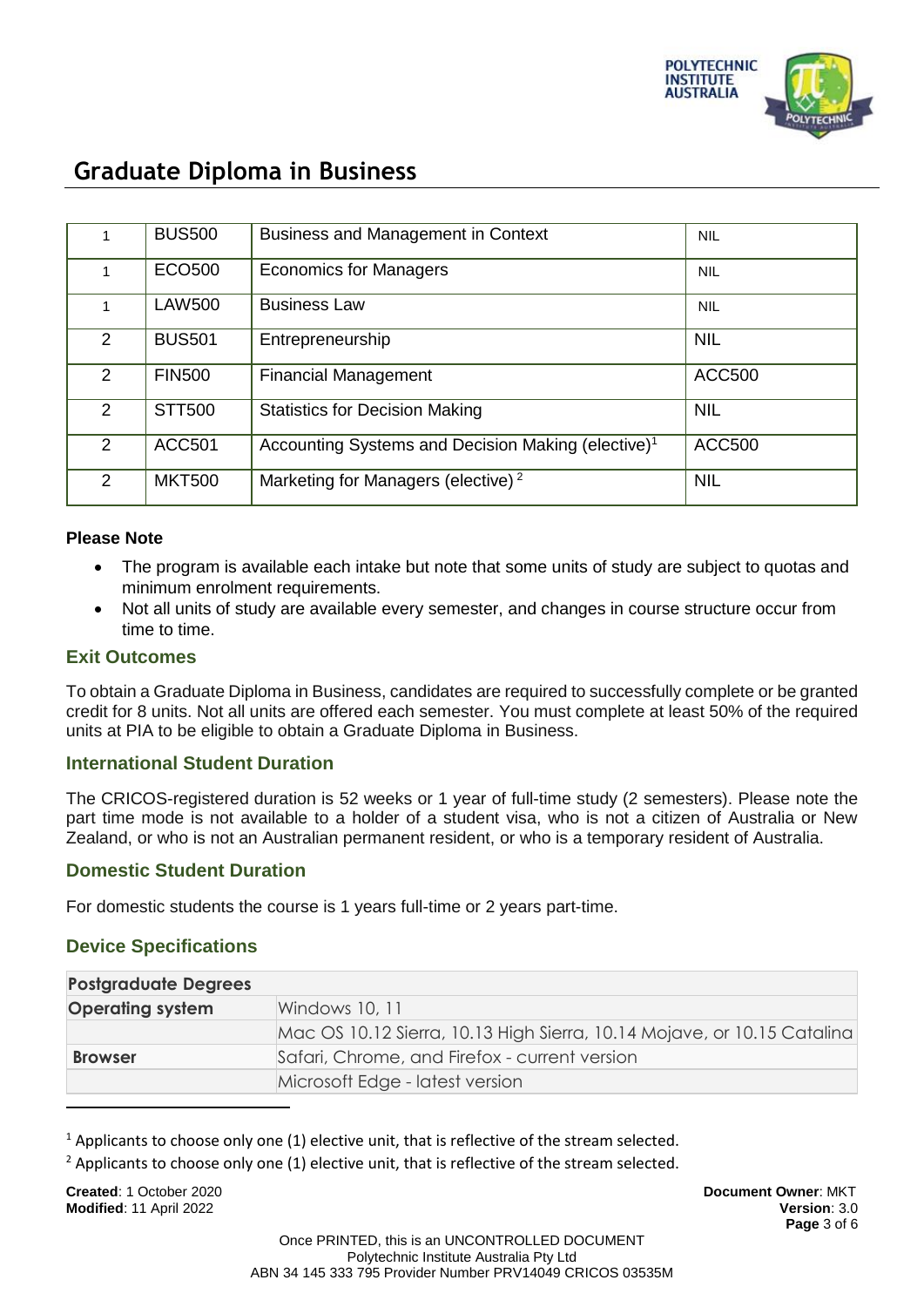# Graduate Diploma in Business

| | | | |
|---|---|---|---|
| 1 | BUS500 | Business and Management in Context | NIL |
| 1 | ECO500 | Economics for Managers | NIL |
| 1 | LAW500 | Business Law | NIL |
| 2 | BUS501 | Entrepreneurship | NIL |
| 2 | FIN500 | Financial Management | ACC500 |
| 2 | STT500 | Statistics for Decision Making | NIL |
| 2 | ACC501 | Accounting Systems and Decision Making (elective)[1] | ACC500 |
| 2 | MKT500 | Marketing for Managers (elective) [2] | NIL |

**Please Note**

- The program is available each intake but note that some units of study are subject to quotas and minimum enrolment requirements.
- Not all units of study are available every semester, and changes in course structure occur from time to time.

### Exit Outcomes

To obtain a Graduate Diploma in Business, candidates are required to successfully complete or be granted credit for 8 units. Not all units are offered each semester. You must complete at least 50% of the required units at PIA to be eligible to obtain a Graduate Diploma in Business.

### International Student Duration

The CRICOS-registered duration is 52 weeks or 1 year of full-time study (2 semesters). Please note the part time mode is not available to a holder of a student visa, who is not a citizen of Australia or New Zealand, or who is not an Australian permanent resident, or who is a temporary resident of Australia.

### Domestic Student Duration

For domestic students the course is 1 years full-time or 2 years part-time.

### Device Specifications

| **Postgraduate Degrees** | |
|---|---|
| **Operating system** | Windows 10, 11 |
| | Mac OS 10.12 Sierra, 10.13 High Sierra, 10.14 Mojave, or 10.15 Catalina |
| **Browser** | Safari, Chrome, and Firefox - current version |
| | Microsoft Edge - latest version |

[1] Applicants to choose only one (1) elective unit, that is reflective of the stream selected.

[2] Applicants to choose only one (1) elective unit, that is reflective of the stream selected.

**Created**: 1 October 2020
**Modified**: 11 April 2022

**Document Owner**: MKT
**Version**: 3.0

Once PRINTED, this is an UNCONTROLLED DOCUMENT
Polytechnic Institute Australia Pty Ltd
ABN 34 145 333 795 Provider Number PRV14049 CRICOS 03535M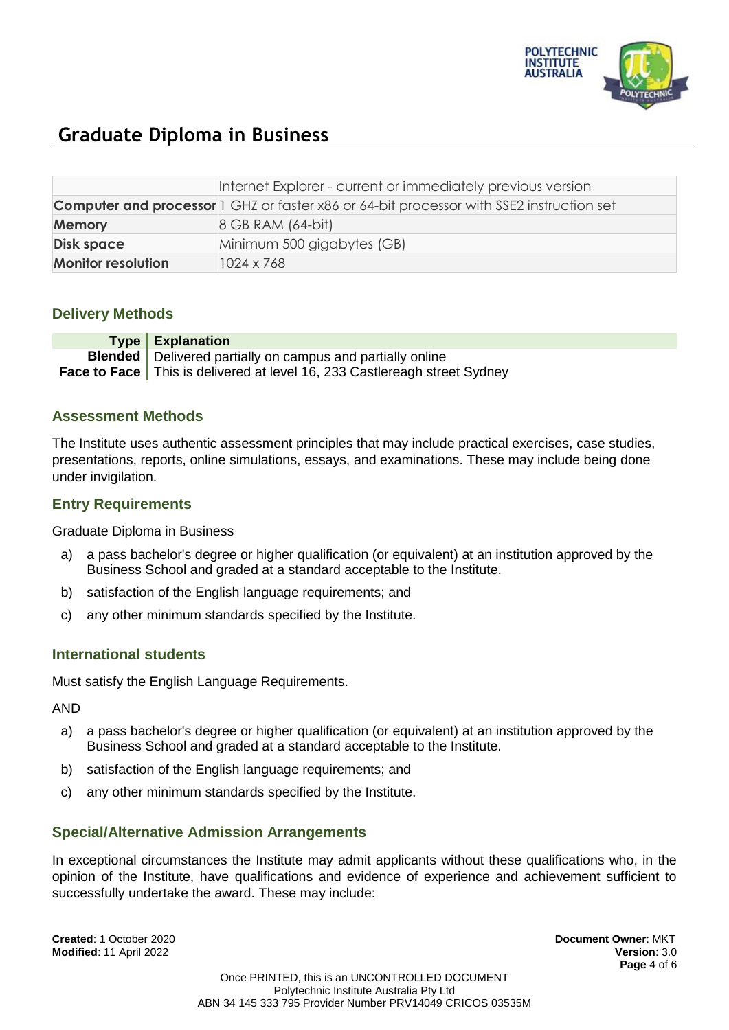# Graduate Diploma in Business

| | |
|---|---|
| | Internet Explorer - current or immediately previous version |
| **Computer and processor** | 1 GHZ or faster x86 or 64-bit processor with SSE2 instruction set |
| **Memory** | 8 GB RAM (64-bit) |
| **Disk space** | Minimum 500 gigabytes (GB) |
| **Monitor resolution** | 1024 x 768 |

## Delivery Methods

| Type | Explanation |
|---|---|
| **Blended** | Delivered partially on campus and partially online |
| **Face to Face** | This is delivered at level 16, 233 Castlereagh street Sydney |

## Assessment Methods

The Institute uses authentic assessment principles that may include practical exercises, case studies, presentations, reports, online simulations, essays, and examinations. These may include being done under invigilation.

## Entry Requirements

Graduate Diploma in Business

a) a pass bachelor's degree or higher qualification (or equivalent) at an institution approved by the Business School and graded at a standard acceptable to the Institute.

b) satisfaction of the English language requirements; and

c) any other minimum standards specified by the Institute.

## International students

Must satisfy the English Language Requirements.

AND

a) a pass bachelor's degree or higher qualification (or equivalent) at an institution approved by the Business School and graded at a standard acceptable to the Institute.

b) satisfaction of the English language requirements; and

c) any other minimum standards specified by the Institute.

## Special/Alternative Admission Arrangements

In exceptional circumstances the Institute may admit applicants without these qualifications who, in the opinion of the Institute, have qualifications and evidence of experience and achievement sufficient to successfully undertake the award. These may include: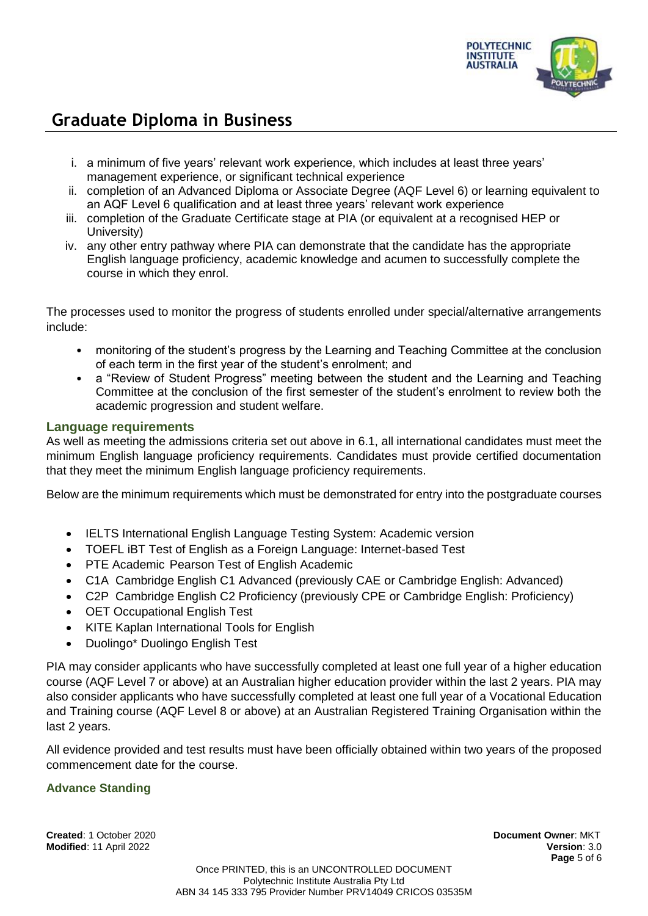## Graduate Diploma in Business

i. a minimum of five years' relevant work experience, which includes at least three years' management experience, or significant technical experience
ii. completion of an Advanced Diploma or Associate Degree (AQF Level 6) or learning equivalent to an AQF Level 6 qualification and at least three years' relevant work experience
iii. completion of the Graduate Certificate stage at PIA (or equivalent at a recognised HEP or University)
iv. any other entry pathway where PIA can demonstrate that the candidate has the appropriate English language proficiency, academic knowledge and acumen to successfully complete the course in which they enrol.

The processes used to monitor the progress of students enrolled under special/alternative arrangements include:

- monitoring of the student's progress by the Learning and Teaching Committee at the conclusion of each term in the first year of the student's enrolment; and
- a "Review of Student Progress" meeting between the student and the Learning and Teaching Committee at the conclusion of the first semester of the student's enrolment to review both the academic progression and student welfare.

### Language requirements

As well as meeting the admissions criteria set out above in 6.1, all international candidates must meet the minimum English language proficiency requirements. Candidates must provide certified documentation that they meet the minimum English language proficiency requirements.

Below are the minimum requirements which must be demonstrated for entry into the postgraduate courses

- IELTS International English Language Testing System: Academic version
- TOEFL iBT Test of English as a Foreign Language: Internet-based Test
- PTE Academic Pearson Test of English Academic
- C1A Cambridge English C1 Advanced (previously CAE or Cambridge English: Advanced)
- C2P Cambridge English C2 Proficiency (previously CPE or Cambridge English: Proficiency)
- OET Occupational English Test
- KITE Kaplan International Tools for English
- Duolingo* Duolingo English Test

PIA may consider applicants who have successfully completed at least one full year of a higher education course (AQF Level 7 or above) at an Australian higher education provider within the last 2 years. PIA may also consider applicants who have successfully completed at least one full year of a Vocational Education and Training course (AQF Level 8 or above) at an Australian Registered Training Organisation within the last 2 years.

All evidence provided and test results must have been officially obtained within two years of the proposed commencement date for the course.

### Advance Standing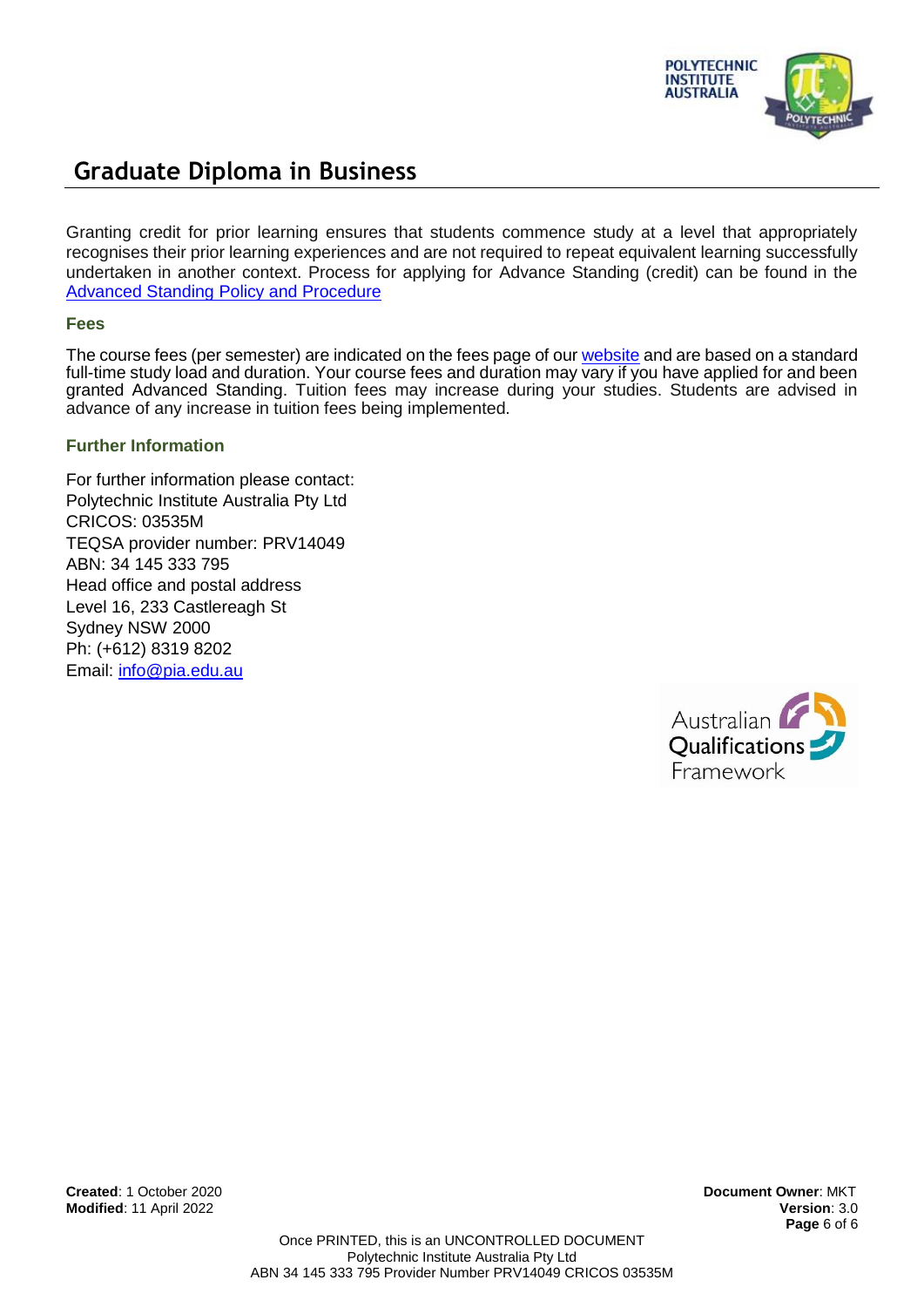# Graduate Diploma in Business

Granting credit for prior learning ensures that students commence study at a level that appropriately recognises their prior learning experiences and are not required to repeat equivalent learning successfully undertaken in another context. Process for applying for Advance Standing (credit) can be found in the [Advanced Standing Policy and Procedure]()

### Fees

The course fees (per semester) are indicated on the fees page of our [website]() and are based on a standard full-time study load and duration. Your course fees and duration may vary if you have applied for and been granted Advanced Standing. Tuition fees may increase during your studies. Students are advised in advance of any increase in tuition fees being implemented.

### Further Information

For further information please contact:
Polytechnic Institute Australia Pty Ltd
CRICOS: 03535M
TEQSA provider number: PRV14049
ABN: 34 145 333 795
Head office and postal address
Level 16, 233 Castlereagh St
Sydney NSW 2000
Ph: (+612) 8319 8202
Email: [info@pia.edu.au](mailto:info@pia.edu.au)

**Created**: 1 October 2020
**Modified**: 11 April 2022

**Document Owner**: MKT
**Version**: 3.0

Once PRINTED, this is an UNCONTROLLED DOCUMENT